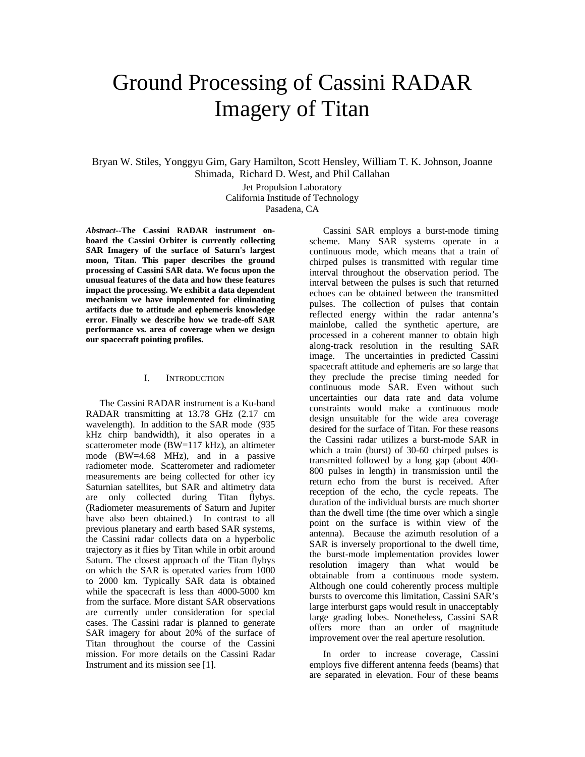# Ground Processing of Cassini RADAR Imagery of Titan

Bryan W. Stiles, Yonggyu Gim, Gary Hamilton, Scott Hensley, William T. K. Johnson, Joanne Shimada, Richard D. West, and Phil Callahan

Jet Propulsion Laboratory
California Institute of Technology
Pasadena, CA

***Abstract*--The Cassini RADAR instrument onboard the Cassini Orbiter is currently collecting SAR Imagery of the surface of Saturn's largest moon, Titan. This paper describes the ground processing of Cassini SAR data. We focus upon the unusual features of the data and how these features impact the processing. We exhibit a data dependent mechanism we have implemented for eliminating artifacts due to attitude and ephemeris knowledge error. Finally we describe how we trade-off SAR performance vs. area of coverage when we design our spacecraft pointing profiles.**

## I. Introduction

The Cassini RADAR instrument is a Ku-band RADAR transmitting at 13.78 GHz (2.17 cm wavelength). In addition to the SAR mode (935 kHz chirp bandwidth), it also operates in a scatterometer mode (BW=117 kHz), an altimeter mode (BW=4.68 MHz), and in a passive radiometer mode. Scatterometer and radiometer measurements are being collected for other icy Saturnian satellites, but SAR and altimetry data are only collected during Titan flybys. (Radiometer measurements of Saturn and Jupiter have also been obtained.) In contrast to all previous planetary and earth based SAR systems, the Cassini radar collects data on a hyperbolic trajectory as it flies by Titan while in orbit around Saturn. The closest approach of the Titan flybys on which the SAR is operated varies from 1000 to 2000 km. Typically SAR data is obtained while the spacecraft is less than 4000-5000 km from the surface. More distant SAR observations are currently under consideration for special cases. The Cassini radar is planned to generate SAR imagery for about 20% of the surface of Titan throughout the course of the Cassini mission. For more details on the Cassini Radar Instrument and its mission see [1].

Cassini SAR employs a burst-mode timing scheme. Many SAR systems operate in a continuous mode, which means that a train of chirped pulses is transmitted with regular time interval throughout the observation period. The interval between the pulses is such that returned echoes can be obtained between the transmitted pulses. The collection of pulses that contain reflected energy within the radar antenna's mainlobe, called the synthetic aperture, are processed in a coherent manner to obtain high along-track resolution in the resulting SAR image. The uncertainties in predicted Cassini spacecraft attitude and ephemeris are so large that they preclude the precise timing needed for continuous mode SAR. Even without such uncertainties our data rate and data volume constraints would make a continuous mode design unsuitable for the wide area coverage desired for the surface of Titan. For these reasons the Cassini radar utilizes a burst-mode SAR in which a train (burst) of 30-60 chirped pulses is transmitted followed by a long gap (about 400-800 pulses in length) in transmission until the return echo from the burst is received. After reception of the echo, the cycle repeats. The duration of the individual bursts are much shorter than the dwell time (the time over which a single point on the surface is within view of the antenna). Because the azimuth resolution of a SAR is inversely proportional to the dwell time, the burst-mode implementation provides lower resolution imagery than what would be obtainable from a continuous mode system. Although one could coherently process multiple bursts to overcome this limitation, Cassini SAR's large interburst gaps would result in unacceptably large grading lobes. Nonetheless, Cassini SAR offers more than an order of magnitude improvement over the real aperture resolution.

In order to increase coverage, Cassini employs five different antenna feeds (beams) that are separated in elevation. Four of these beams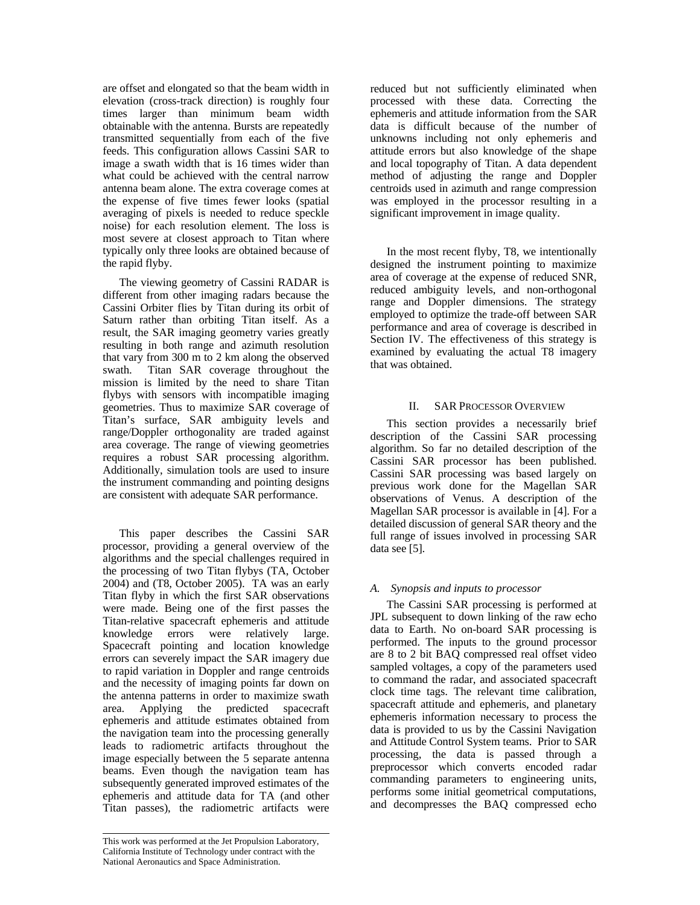are offset and elongated so that the beam width in elevation (cross-track direction) is roughly four times larger than minimum beam width obtainable with the antenna. Bursts are repeatedly transmitted sequentially from each of the five feeds. This configuration allows Cassini SAR to image a swath width that is 16 times wider than what could be achieved with the central narrow antenna beam alone. The extra coverage comes at the expense of five times fewer looks (spatial averaging of pixels is needed to reduce speckle noise) for each resolution element. The loss is most severe at closest approach to Titan where typically only three looks are obtained because of the rapid flyby.

The viewing geometry of Cassini RADAR is different from other imaging radars because the Cassini Orbiter flies by Titan during its orbit of Saturn rather than orbiting Titan itself. As a result, the SAR imaging geometry varies greatly resulting in both range and azimuth resolution that vary from 300 m to 2 km along the observed swath. Titan SAR coverage throughout the mission is limited by the need to share Titan flybys with sensors with incompatible imaging geometries. Thus to maximize SAR coverage of Titan's surface, SAR ambiguity levels and range/Doppler orthogonality are traded against area coverage. The range of viewing geometries requires a robust SAR processing algorithm. Additionally, simulation tools are used to insure the instrument commanding and pointing designs are consistent with adequate SAR performance.

This paper describes the Cassini SAR processor, providing a general overview of the algorithms and the special challenges required in the processing of two Titan flybys (TA, October 2004) and (T8, October 2005). TA was an early Titan flyby in which the first SAR observations were made. Being one of the first passes the Titan-relative spacecraft ephemeris and attitude knowledge errors were relatively large. Spacecraft pointing and location knowledge errors can severely impact the SAR imagery due to rapid variation in Doppler and range centroids and the necessity of imaging points far down on the antenna patterns in order to maximize swath area. Applying the predicted spacecraft ephemeris and attitude estimates obtained from the navigation team into the processing generally leads to radiometric artifacts throughout the image especially between the 5 separate antenna beams. Even though the navigation team has subsequently generated improved estimates of the ephemeris and attitude data for TA (and other Titan passes), the radiometric artifacts were reduced but not sufficiently eliminated when processed with these data. Correcting the ephemeris and attitude information from the SAR data is difficult because of the number of unknowns including not only ephemeris and attitude errors but also knowledge of the shape and local topography of Titan. A data dependent method of adjusting the range and Doppler centroids used in azimuth and range compression was employed in the processor resulting in a significant improvement in image quality.

In the most recent flyby, T8, we intentionally designed the instrument pointing to maximize area of coverage at the expense of reduced SNR, reduced ambiguity levels, and non-orthogonal range and Doppler dimensions. The strategy employed to optimize the trade-off between SAR performance and area of coverage is described in Section IV. The effectiveness of this strategy is examined by evaluating the actual T8 imagery that was obtained.

## II. SAR Processor Overview

This section provides a necessarily brief description of the Cassini SAR processing algorithm. So far no detailed description of the Cassini SAR processor has been published. Cassini SAR processing was based largely on previous work done for the Magellan SAR observations of Venus. A description of the Magellan SAR processor is available in [4]. For a detailed discussion of general SAR theory and the full range of issues involved in processing SAR data see [5].

### *A. Synopsis and inputs to processor*

The Cassini SAR processing is performed at JPL subsequent to down linking of the raw echo data to Earth. No on-board SAR processing is performed. The inputs to the ground processor are 8 to 2 bit BAQ compressed real offset video sampled voltages, a copy of the parameters used to command the radar, and associated spacecraft clock time tags. The relevant time calibration, spacecraft attitude and ephemeris, and planetary ephemeris information necessary to process the data is provided to us by the Cassini Navigation and Attitude Control System teams. Prior to SAR processing, the data is passed through a preprocessor which converts encoded radar commanding parameters to engineering units, performs some initial geometrical computations, and decompresses the BAQ compressed echo

This work was performed at the Jet Propulsion Laboratory, California Institute of Technology under contract with the National Aeronautics and Space Administration.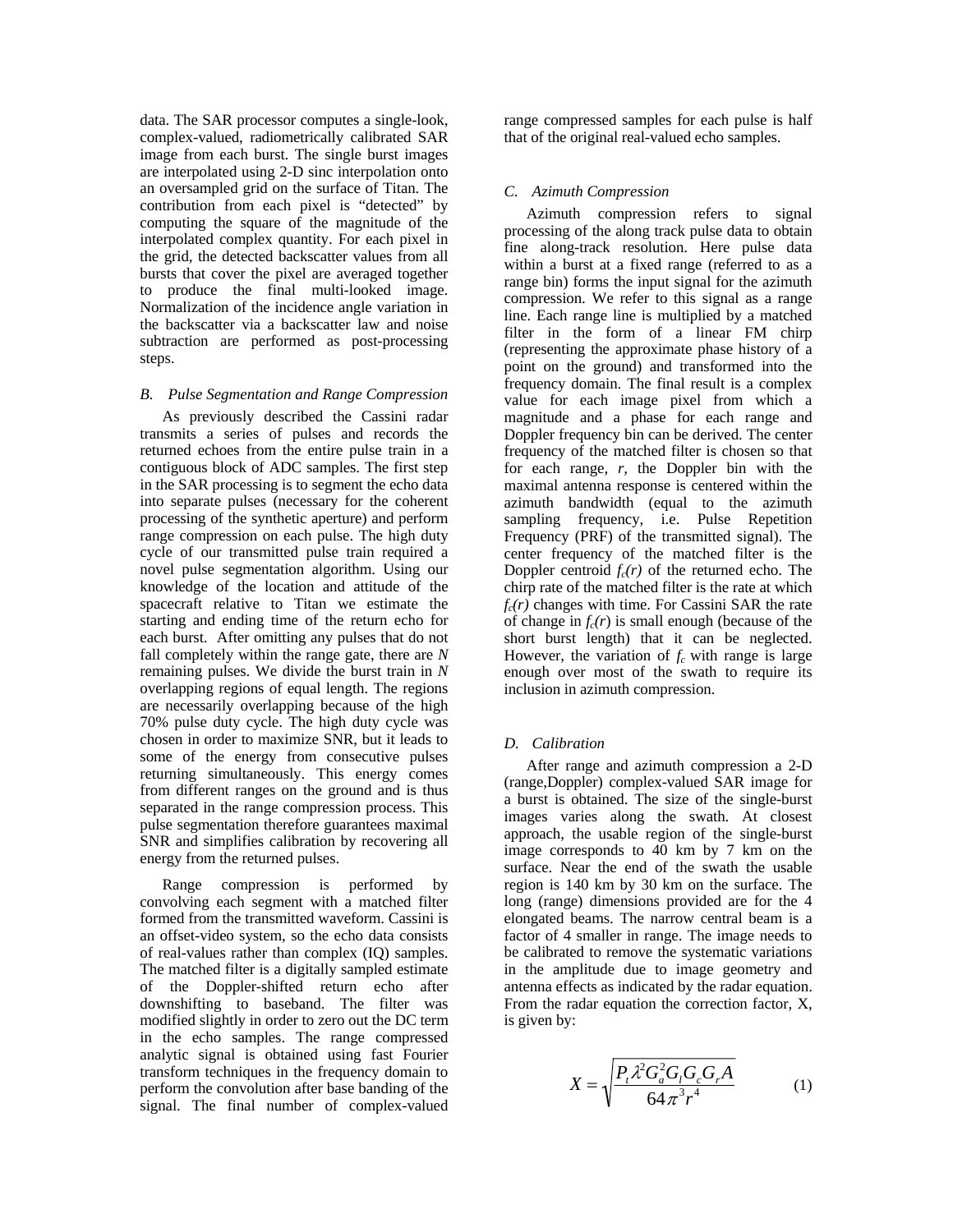data. The SAR processor computes a single-look, complex-valued, radiometrically calibrated SAR image from each burst. The single burst images are interpolated using 2-D sinc interpolation onto an oversampled grid on the surface of Titan. The contribution from each pixel is "detected" by computing the square of the magnitude of the interpolated complex quantity. For each pixel in the grid, the detected backscatter values from all bursts that cover the pixel are averaged together to produce the final multi-looked image. Normalization of the incidence angle variation in the backscatter via a backscatter law and noise subtraction are performed as post-processing steps.

### *B. Pulse Segmentation and Range Compression*

As previously described the Cassini radar transmits a series of pulses and records the returned echoes from the entire pulse train in a contiguous block of ADC samples. The first step in the SAR processing is to segment the echo data into separate pulses (necessary for the coherent processing of the synthetic aperture) and perform range compression on each pulse. The high duty cycle of our transmitted pulse train required a novel pulse segmentation algorithm. Using our knowledge of the location and attitude of the spacecraft relative to Titan we estimate the starting and ending time of the return echo for each burst. After omitting any pulses that do not fall completely within the range gate, there are *N* remaining pulses. We divide the burst train in *N* overlapping regions of equal length. The regions are necessarily overlapping because of the high 70% pulse duty cycle. The high duty cycle was chosen in order to maximize SNR, but it leads to some of the energy from consecutive pulses returning simultaneously. This energy comes from different ranges on the ground and is thus separated in the range compression process. This pulse segmentation therefore guarantees maximal SNR and simplifies calibration by recovering all energy from the returned pulses.

Range compression is performed by convolving each segment with a matched filter formed from the transmitted waveform. Cassini is an offset-video system, so the echo data consists of real-values rather than complex (IQ) samples. The matched filter is a digitally sampled estimate of the Doppler-shifted return echo after downshifting to baseband. The filter was modified slightly in order to zero out the DC term in the echo samples. The range compressed analytic signal is obtained using fast Fourier transform techniques in the frequency domain to perform the convolution after base banding of the signal. The final number of complex-valued range compressed samples for each pulse is half that of the original real-valued echo samples.

### *C. Azimuth Compression*

Azimuth compression refers to signal processing of the along track pulse data to obtain fine along-track resolution. Here pulse data within a burst at a fixed range (referred to as a range bin) forms the input signal for the azimuth compression. We refer to this signal as a range line. Each range line is multiplied by a matched filter in the form of a linear FM chirp (representing the approximate phase history of a point on the ground) and transformed into the frequency domain. The final result is a complex value for each image pixel from which a magnitude and a phase for each range and Doppler frequency bin can be derived. The center frequency of the matched filter is chosen so that for each range, *r,* the Doppler bin with the maximal antenna response is centered within the azimuth bandwidth (equal to the azimuth sampling frequency, i.e. Pulse Repetition Frequency (PRF) of the transmitted signal). The center frequency of the matched filter is the Doppler centroid $f_c(r)$ of the returned echo. The chirp rate of the matched filter is the rate at which $f_c(r)$ changes with time. For Cassini SAR the rate of change in $f_c(r)$ is small enough (because of the short burst length) that it can be neglected. However, the variation of $f_c$ with range is large enough over most of the swath to require its inclusion in azimuth compression.

### *D. Calibration*

After range and azimuth compression a 2-D (range,Doppler) complex-valued SAR image for a burst is obtained. The size of the single-burst images varies along the swath. At closest approach, the usable region of the single-burst image corresponds to 40 km by 7 km on the surface. Near the end of the swath the usable region is 140 km by 30 km on the surface. The long (range) dimensions provided are for the 4 elongated beams. The narrow central beam is a factor of 4 smaller in range. The image needs to be calibrated to remove the systematic variations in the amplitude due to image geometry and antenna effects as indicated by the radar equation. From the radar equation the correction factor, X, is given by:

$$X = \sqrt{\frac{P_t \lambda^2 G_a^2 G_l G_c G_r A}{64\pi^3 r^4}} \qquad (1)$$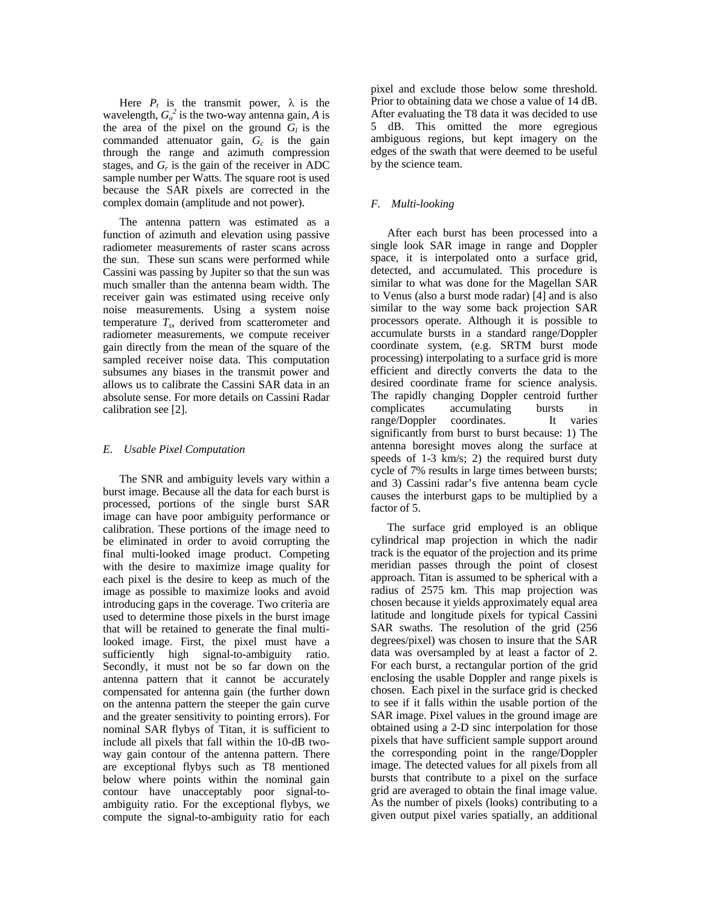Here $P_t$ is the transmit power, $\lambda$ is the wavelength, $G_a^2$ is the two-way antenna gain, $A$ is the area of the pixel on the ground $G_l$ is the commanded attenuator gain, $G_c$ is the gain through the range and azimuth compression stages, and $G_r$ is the gain of the receiver in ADC sample number per Watts. The square root is used because the SAR pixels are corrected in the complex domain (amplitude and not power).

The antenna pattern was estimated as a function of azimuth and elevation using passive radiometer measurements of raster scans across the sun. These sun scans were performed while Cassini was passing by Jupiter so that the sun was much smaller than the antenna beam width. The receiver gain was estimated using receive only noise measurements. Using a system noise temperature $T_s$, derived from scatterometer and radiometer measurements, we compute receiver gain directly from the mean of the square of the sampled receiver noise data. This computation subsumes any biases in the transmit power and allows us to calibrate the Cassini SAR data in an absolute sense. For more details on Cassini Radar calibration see [2].

### *E. Usable Pixel Computation*

The SNR and ambiguity levels vary within a burst image. Because all the data for each burst is processed, portions of the single burst SAR image can have poor ambiguity performance or calibration. These portions of the image need to be eliminated in order to avoid corrupting the final multi-looked image product. Competing with the desire to maximize image quality for each pixel is the desire to keep as much of the image as possible to maximize looks and avoid introducing gaps in the coverage. Two criteria are used to determine those pixels in the burst image that will be retained to generate the final multi-looked image. First, the pixel must have a sufficiently high signal-to-ambiguity ratio. Secondly, it must not be so far down on the antenna pattern that it cannot be accurately compensated for antenna gain (the further down on the antenna pattern the steeper the gain curve and the greater sensitivity to pointing errors). For nominal SAR flybys of Titan, it is sufficient to include all pixels that fall within the 10-dB two-way gain contour of the antenna pattern. There are exceptional flybys such as T8 mentioned below where points within the nominal gain contour have unacceptably poor signal-to-ambiguity ratio. For the exceptional flybys, we compute the signal-to-ambiguity ratio for each pixel and exclude those below some threshold. Prior to obtaining data we chose a value of 14 dB. After evaluating the T8 data it was decided to use 5 dB. This omitted the more egregious ambiguous regions, but kept imagery on the edges of the swath that were deemed to be useful by the science team.

### *F. Multi-looking*

After each burst has been processed into a single look SAR image in range and Doppler space, it is interpolated onto a surface grid, detected, and accumulated. This procedure is similar to what was done for the Magellan SAR to Venus (also a burst mode radar) [4] and is also similar to the way some back projection SAR processors operate. Although it is possible to accumulate bursts in a standard range/Doppler coordinate system, (e.g. SRTM burst mode processing) interpolating to a surface grid is more efficient and directly converts the data to the desired coordinate frame for science analysis. The rapidly changing Doppler centroid further complicates accumulating bursts in range/Doppler coordinates. It varies significantly from burst to burst because: 1) The antenna boresight moves along the surface at speeds of 1-3 km/s; 2) the required burst duty cycle of 7% results in large times between bursts; and 3) Cassini radar's five antenna beam cycle causes the interburst gaps to be multiplied by a factor of 5.

The surface grid employed is an oblique cylindrical map projection in which the nadir track is the equator of the projection and its prime meridian passes through the point of closest approach. Titan is assumed to be spherical with a radius of 2575 km. This map projection was chosen because it yields approximately equal area latitude and longitude pixels for typical Cassini SAR swaths. The resolution of the grid (256 degrees/pixel) was chosen to insure that the SAR data was oversampled by at least a factor of 2. For each burst, a rectangular portion of the grid enclosing the usable Doppler and range pixels is chosen. Each pixel in the surface grid is checked to see if it falls within the usable portion of the SAR image. Pixel values in the ground image are obtained using a 2-D sinc interpolation for those pixels that have sufficient sample support around the corresponding point in the range/Doppler image. The detected values for all pixels from all bursts that contribute to a pixel on the surface grid are averaged to obtain the final image value. As the number of pixels (looks) contributing to a given output pixel varies spatially, an additional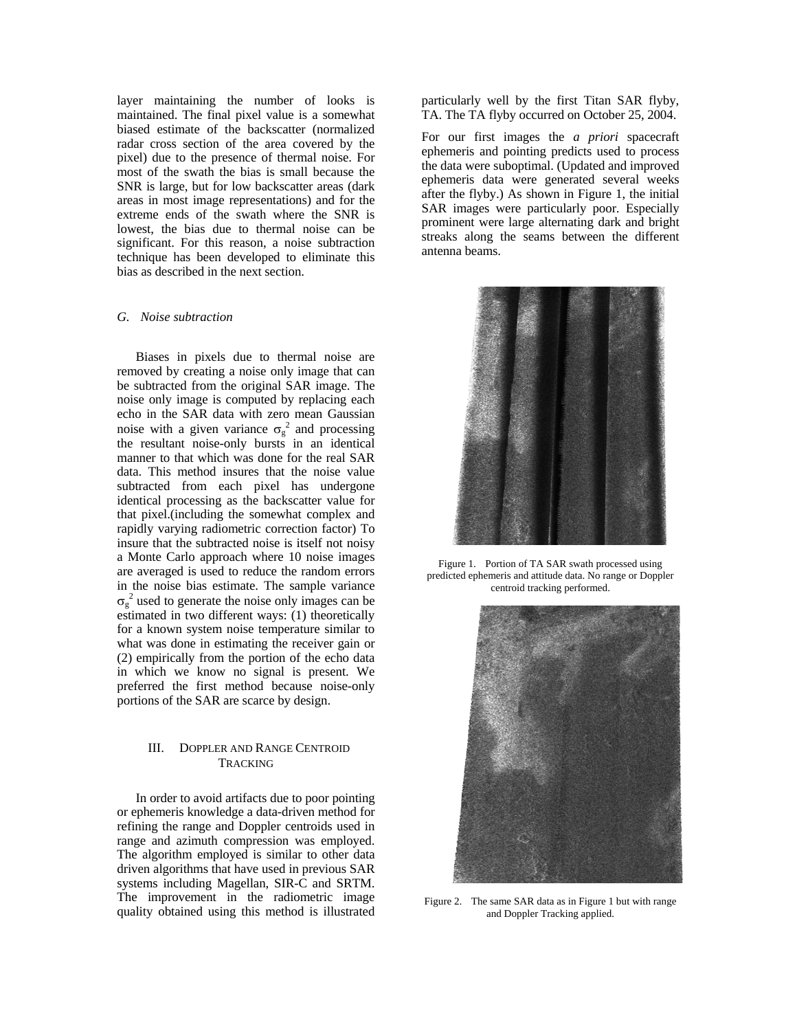layer maintaining the number of looks is maintained. The final pixel value is a somewhat biased estimate of the backscatter (normalized radar cross section of the area covered by the pixel) due to the presence of thermal noise. For most of the swath the bias is small because the SNR is large, but for low backscatter areas (dark areas in most image representations) and for the extreme ends of the swath where the SNR is lowest, the bias due to thermal noise can be significant. For this reason, a noise subtraction technique has been developed to eliminate this bias as described in the next section.

### *G. Noise subtraction*

Biases in pixels due to thermal noise are removed by creating a noise only image that can be subtracted from the original SAR image. The noise only image is computed by replacing each echo in the SAR data with zero mean Gaussian noise with a given variance $\sigma_g^2$ and processing the resultant noise-only bursts in an identical manner to that which was done for the real SAR data. This method insures that the noise value subtracted from each pixel has undergone identical processing as the backscatter value for that pixel.(including the somewhat complex and rapidly varying radiometric correction factor) To insure that the subtracted noise is itself not noisy a Monte Carlo approach where 10 noise images are averaged is used to reduce the random errors in the noise bias estimate. The sample variance $\sigma_g^2$ used to generate the noise only images can be estimated in two different ways: (1) theoretically for a known system noise temperature similar to what was done in estimating the receiver gain or (2) empirically from the portion of the echo data in which we know no signal is present. We preferred the first method because noise-only portions of the SAR are scarce by design.

## III. Doppler and Range Centroid Tracking

In order to avoid artifacts due to poor pointing or ephemeris knowledge a data-driven method for refining the range and Doppler centroids used in range and azimuth compression was employed. The algorithm employed is similar to other data driven algorithms that have used in previous SAR systems including Magellan, SIR-C and SRTM. The improvement in the radiometric image quality obtained using this method is illustrated particularly well by the first Titan SAR flyby, TA. The TA flyby occurred on October 25, 2004.

For our first images the *a priori* spacecraft ephemeris and pointing predicts used to process the data were suboptimal. (Updated and improved ephemeris data were generated several weeks after the flyby.) As shown in Figure 1, the initial SAR images were particularly poor. Especially prominent were large alternating dark and bright streaks along the seams between the different antenna beams.

Figure 1. Portion of TA SAR swath processed using predicted ephemeris and attitude data. No range or Doppler centroid tracking performed.

Figure 2. The same SAR data as in Figure 1 but with range and Doppler Tracking applied.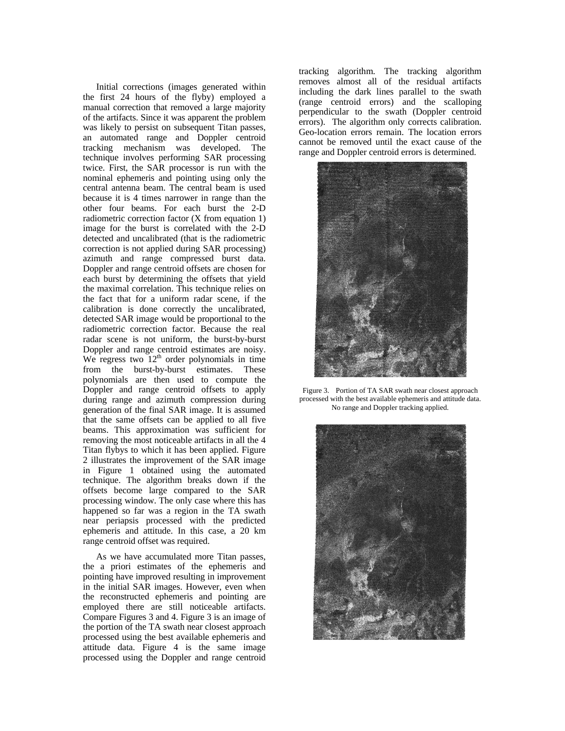Initial corrections (images generated within the first 24 hours of the flyby) employed a manual correction that removed a large majority of the artifacts. Since it was apparent the problem was likely to persist on subsequent Titan passes, an automated range and Doppler centroid tracking mechanism was developed. The technique involves performing SAR processing twice. First, the SAR processor is run with the nominal ephemeris and pointing using only the central antenna beam. The central beam is used because it is 4 times narrower in range than the other four beams. For each burst the 2-D radiometric correction factor (X from equation 1) image for the burst is correlated with the 2-D detected and uncalibrated (that is the radiometric correction is not applied during SAR processing) azimuth and range compressed burst data. Doppler and range centroid offsets are chosen for each burst by determining the offsets that yield the maximal correlation. This technique relies on the fact that for a uniform radar scene, if the calibration is done correctly the uncalibrated, detected SAR image would be proportional to the radiometric correction factor. Because the real radar scene is not uniform, the burst-by-burst Doppler and range centroid estimates are noisy. We regress two $12^{th}$ order polynomials in time from the burst-by-burst estimates. These polynomials are then used to compute the Doppler and range centroid offsets to apply during range and azimuth compression during generation of the final SAR image. It is assumed that the same offsets can be applied to all five beams. This approximation was sufficient for removing the most noticeable artifacts in all the 4 Titan flybys to which it has been applied. Figure 2 illustrates the improvement of the SAR image in Figure 1 obtained using the automated technique. The algorithm breaks down if the offsets become large compared to the SAR processing window. The only case where this has happened so far was a region in the TA swath near periapsis processed with the predicted ephemeris and attitude. In this case, a 20 km range centroid offset was required.

As we have accumulated more Titan passes, the a priori estimates of the ephemeris and pointing have improved resulting in improvement in the initial SAR images. However, even when the reconstructed ephemeris and pointing are employed there are still noticeable artifacts. Compare Figures 3 and 4. Figure 3 is an image of the portion of the TA swath near closest approach processed using the best available ephemeris and attitude data. Figure 4 is the same image processed using the Doppler and range centroid tracking algorithm. The tracking algorithm removes almost all of the residual artifacts including the dark lines parallel to the swath (range centroid errors) and the scalloping perpendicular to the swath (Doppler centroid errors). The algorithm only corrects calibration. Geo-location errors remain. The location errors cannot be removed until the exact cause of the range and Doppler centroid errors is determined.

Figure 3. Portion of TA SAR swath near closest approach processed with the best available ephemeris and attitude data. No range and Doppler tracking applied.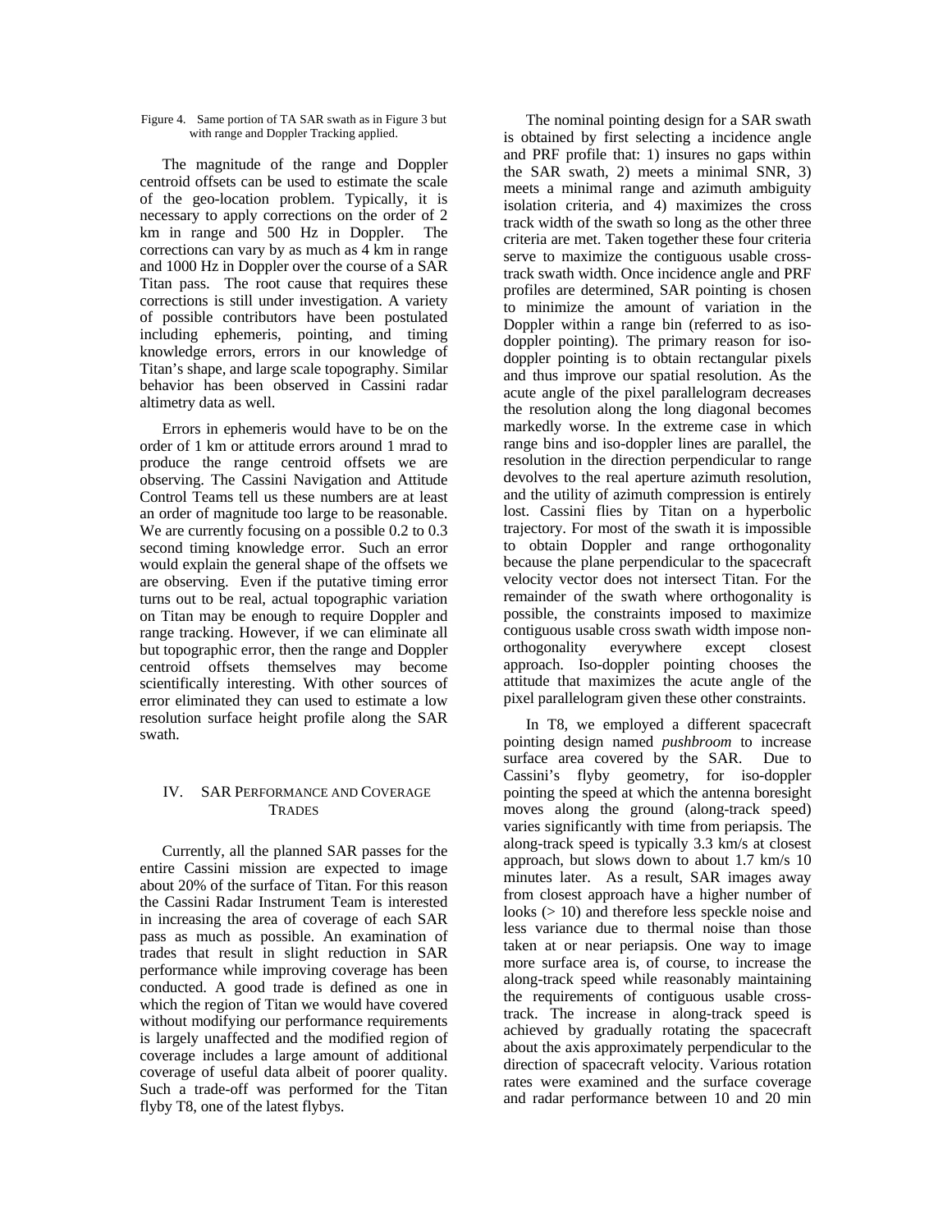Figure 4. Same portion of TA SAR swath as in Figure 3 but with range and Doppler Tracking applied.

The magnitude of the range and Doppler centroid offsets can be used to estimate the scale of the geo-location problem. Typically, it is necessary to apply corrections on the order of 2 km in range and 500 Hz in Doppler. The corrections can vary by as much as 4 km in range and 1000 Hz in Doppler over the course of a SAR Titan pass. The root cause that requires these corrections is still under investigation. A variety of possible contributors have been postulated including ephemeris, pointing, and timing knowledge errors, errors in our knowledge of Titan's shape, and large scale topography. Similar behavior has been observed in Cassini radar altimetry data as well.

Errors in ephemeris would have to be on the order of 1 km or attitude errors around 1 mrad to produce the range centroid offsets we are observing. The Cassini Navigation and Attitude Control Teams tell us these numbers are at least an order of magnitude too large to be reasonable. We are currently focusing on a possible 0.2 to 0.3 second timing knowledge error. Such an error would explain the general shape of the offsets we are observing. Even if the putative timing error turns out to be real, actual topographic variation on Titan may be enough to require Doppler and range tracking. However, if we can eliminate all but topographic error, then the range and Doppler centroid offsets themselves may become scientifically interesting. With other sources of error eliminated they can used to estimate a low resolution surface height profile along the SAR swath.

## IV. SAR Performance and Coverage Trades

Currently, all the planned SAR passes for the entire Cassini mission are expected to image about 20% of the surface of Titan. For this reason the Cassini Radar Instrument Team is interested in increasing the area of coverage of each SAR pass as much as possible. An examination of trades that result in slight reduction in SAR performance while improving coverage has been conducted. A good trade is defined as one in which the region of Titan we would have covered without modifying our performance requirements is largely unaffected and the modified region of coverage includes a large amount of additional coverage of useful data albeit of poorer quality. Such a trade-off was performed for the Titan flyby T8, one of the latest flybys.

The nominal pointing design for a SAR swath is obtained by first selecting a incidence angle and PRF profile that: 1) insures no gaps within the SAR swath, 2) meets a minimal SNR, 3) meets a minimal range and azimuth ambiguity isolation criteria, and 4) maximizes the cross track width of the swath so long as the other three criteria are met. Taken together these four criteria serve to maximize the contiguous usable cross-track swath width. Once incidence angle and PRF profiles are determined, SAR pointing is chosen to minimize the amount of variation in the Doppler within a range bin (referred to as iso-doppler pointing). The primary reason for iso-doppler pointing is to obtain rectangular pixels and thus improve our spatial resolution. As the acute angle of the pixel parallelogram decreases the resolution along the long diagonal becomes markedly worse. In the extreme case in which range bins and iso-doppler lines are parallel, the resolution in the direction perpendicular to range devolves to the real aperture azimuth resolution, and the utility of azimuth compression is entirely lost. Cassini flies by Titan on a hyperbolic trajectory. For most of the swath it is impossible to obtain Doppler and range orthogonality because the plane perpendicular to the spacecraft velocity vector does not intersect Titan. For the remainder of the swath where orthogonality is possible, the constraints imposed to maximize contiguous usable cross swath width impose non-orthogonality everywhere except closest approach. Iso-doppler pointing chooses the attitude that maximizes the acute angle of the pixel parallelogram given these other constraints.

In T8, we employed a different spacecraft pointing design named *pushbroom* to increase surface area covered by the SAR. Due to Cassini's flyby geometry, for iso-doppler pointing the speed at which the antenna boresight moves along the ground (along-track speed) varies significantly with time from periapsis. The along-track speed is typically 3.3 km/s at closest approach, but slows down to about 1.7 km/s 10 minutes later. As a result, SAR images away from closest approach have a higher number of looks (> 10) and therefore less speckle noise and less variance due to thermal noise than those taken at or near periapsis. One way to image more surface area is, of course, to increase the along-track speed while reasonably maintaining the requirements of contiguous usable cross-track. The increase in along-track speed is achieved by gradually rotating the spacecraft about the axis approximately perpendicular to the direction of spacecraft velocity. Various rotation rates were examined and the surface coverage and radar performance between 10 and 20 min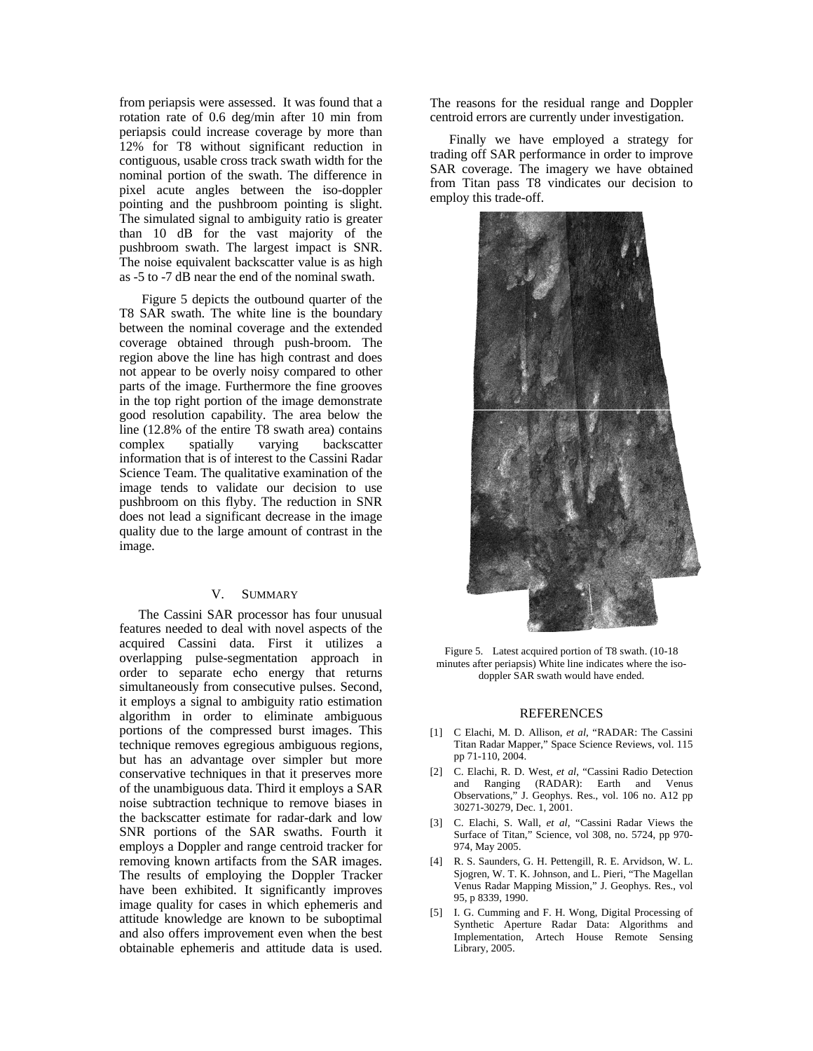from periapsis were assessed. It was found that a rotation rate of 0.6 deg/min after 10 min from periapsis could increase coverage by more than 12% for T8 without significant reduction in contiguous, usable cross track swath width for the nominal portion of the swath. The difference in pixel acute angles between the iso-doppler pointing and the pushbroom pointing is slight. The simulated signal to ambiguity ratio is greater than 10 dB for the vast majority of the pushbroom swath. The largest impact is SNR. The noise equivalent backscatter value is as high as -5 to -7 dB near the end of the nominal swath.

Figure 5 depicts the outbound quarter of the T8 SAR swath. The white line is the boundary between the nominal coverage and the extended coverage obtained through push-broom. The region above the line has high contrast and does not appear to be overly noisy compared to other parts of the image. Furthermore the fine grooves in the top right portion of the image demonstrate good resolution capability. The area below the line (12.8% of the entire T8 swath area) contains complex spatially varying backscatter information that is of interest to the Cassini Radar Science Team. The qualitative examination of the image tends to validate our decision to use pushbroom on this flyby. The reduction in SNR does not lead a significant decrease in the image quality due to the large amount of contrast in the image.

## V. Summary

The Cassini SAR processor has four unusual features needed to deal with novel aspects of the acquired Cassini data. First it utilizes a overlapping pulse-segmentation approach in order to separate echo energy that returns simultaneously from consecutive pulses. Second, it employs a signal to ambiguity ratio estimation algorithm in order to eliminate ambiguous portions of the compressed burst images. This technique removes egregious ambiguous regions, but has an advantage over simpler but more conservative techniques in that it preserves more of the unambiguous data. Third it employs a SAR noise subtraction technique to remove biases in the backscatter estimate for radar-dark and low SNR portions of the SAR swaths. Fourth it employs a Doppler and range centroid tracker for removing known artifacts from the SAR images. The results of employing the Doppler Tracker have been exhibited. It significantly improves image quality for cases in which ephemeris and attitude knowledge are known to be suboptimal and also offers improvement even when the best obtainable ephemeris and attitude data is used. The reasons for the residual range and Doppler centroid errors are currently under investigation.

Finally we have employed a strategy for trading off SAR performance in order to improve SAR coverage. The imagery we have obtained from Titan pass T8 vindicates our decision to employ this trade-off.

Figure 5. Latest acquired portion of T8 swath. (10-18 minutes after periapsis) White line indicates where the iso-doppler SAR swath would have ended.

## References

[1] C Elachi, M. D. Allison, *et al*, "RADAR: The Cassini Titan Radar Mapper," Space Science Reviews, vol. 115 pp 71-110, 2004.

[2] C. Elachi, R. D. West, *et al*, "Cassini Radio Detection and Ranging (RADAR): Earth and Venus Observations," J. Geophys. Res., vol. 106 no. A12 pp 30271-30279, Dec. 1, 2001.

[3] C. Elachi, S. Wall, *et al*, "Cassini Radar Views the Surface of Titan," Science, vol 308, no. 5724, pp 970-974, May 2005.

[4] R. S. Saunders, G. H. Pettengill, R. E. Arvidson, W. L. Sjogren, W. T. K. Johnson, and L. Pieri, "The Magellan Venus Radar Mapping Mission," J. Geophys. Res., vol 95, p 8339, 1990.

[5] I. G. Cumming and F. H. Wong, Digital Processing of Synthetic Aperture Radar Data: Algorithms and Implementation, Artech House Remote Sensing Library, 2005.